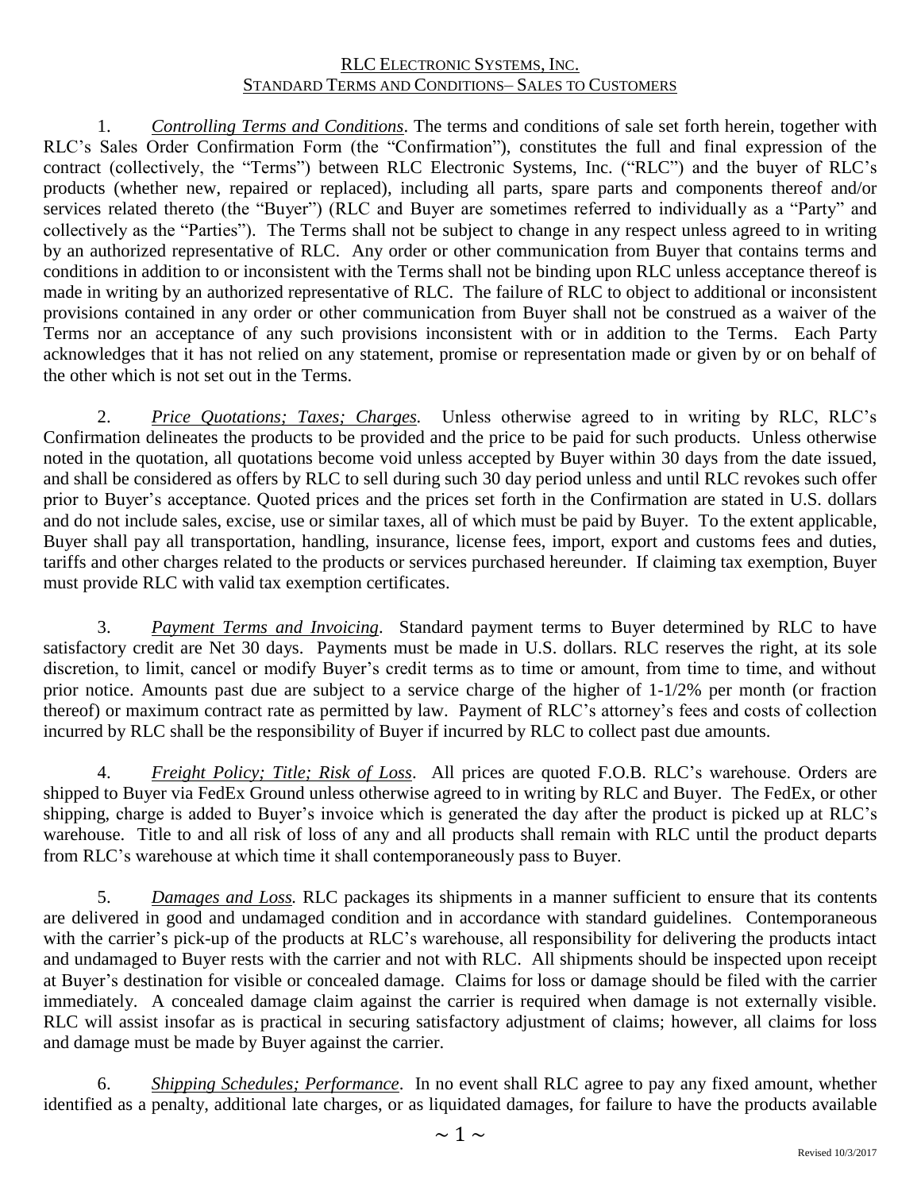# RLC ELECTRONIC SYSTEMS, INC.

## STANDARD TERMS AND CONDITIONS– SALES TO CUSTOMERS

1. *Controlling Terms and Conditions*. The terms and conditions of sale set forth herein, together with RLC's Sales Order Confirmation Form (the "Confirmation"), constitutes the full and final expression of the contract (collectively, the "Terms") between RLC Electronic Systems, Inc. ("RLC") and the buyer of RLC's products (whether new, repaired or replaced), including all parts, spare parts and components thereof and/or services related thereto (the "Buyer") (RLC and Buyer are sometimes referred to individually as a "Party" and collectively as the "Parties"). The Terms shall not be subject to change in any respect unless agreed to in writing by an authorized representative of RLC. Any order or other communication from Buyer that contains terms and conditions in addition to or inconsistent with the Terms shall not be binding upon RLC unless acceptance thereof is made in writing by an authorized representative of RLC. The failure of RLC to object to additional or inconsistent provisions contained in any order or other communication from Buyer shall not be construed as a waiver of the Terms nor an acceptance of any such provisions inconsistent with or in addition to the Terms. Each Party acknowledges that it has not relied on any statement, promise or representation made or given by or on behalf of the other which is not set out in the Terms.

2. *Price Quotations; Taxes; Charges.* Unless otherwise agreed to in writing by RLC, RLC's Confirmation delineates the products to be provided and the price to be paid for such products. Unless otherwise noted in the quotation, all quotations become void unless accepted by Buyer within 30 days from the date issued, and shall be considered as offers by RLC to sell during such 30 day period unless and until RLC revokes such offer prior to Buyer's acceptance. Quoted prices and the prices set forth in the Confirmation are stated in U.S. dollars and do not include sales, excise, use or similar taxes, all of which must be paid by Buyer. To the extent applicable, Buyer shall pay all transportation, handling, insurance, license fees, import, export and customs fees and duties, tariffs and other charges related to the products or services purchased hereunder. If claiming tax exemption, Buyer must provide RLC with valid tax exemption certificates.

3. *Payment Terms and Invoicing*. Standard payment terms to Buyer determined by RLC to have satisfactory credit are Net 30 days. Payments must be made in U.S. dollars. RLC reserves the right, at its sole discretion, to limit, cancel or modify Buyer's credit terms as to time or amount, from time to time, and without prior notice. Amounts past due are subject to a service charge of the higher of 1-1/2% per month (or fraction thereof) or maximum contract rate as permitted by law. Payment of RLC's attorney's fees and costs of collection incurred by RLC shall be the responsibility of Buyer if incurred by RLC to collect past due amounts.

4. *Freight Policy; Title; Risk of Loss*. All prices are quoted F.O.B. RLC's warehouse. Orders are shipped to Buyer via FedEx Ground unless otherwise agreed to in writing by RLC and Buyer. The FedEx, or other shipping, charge is added to Buyer's invoice which is generated the day after the product is picked up at RLC's warehouse. Title to and all risk of loss of any and all products shall remain with RLC until the product departs from RLC's warehouse at which time it shall contemporaneously pass to Buyer.

5. *Damages and Loss.* RLC packages its shipments in a manner sufficient to ensure that its contents are delivered in good and undamaged condition and in accordance with standard guidelines. Contemporaneous with the carrier's pick-up of the products at RLC's warehouse, all responsibility for delivering the products intact and undamaged to Buyer rests with the carrier and not with RLC. All shipments should be inspected upon receipt at Buyer's destination for visible or concealed damage. Claims for loss or damage should be filed with the carrier immediately. A concealed damage claim against the carrier is required when damage is not externally visible. RLC will assist insofar as is practical in securing satisfactory adjustment of claims; however, all claims for loss and damage must be made by Buyer against the carrier.

6. *Shipping Schedules; Performance*. In no event shall RLC agree to pay any fixed amount, whether identified as a penalty, additional late charges, or as liquidated damages, for failure to have the products available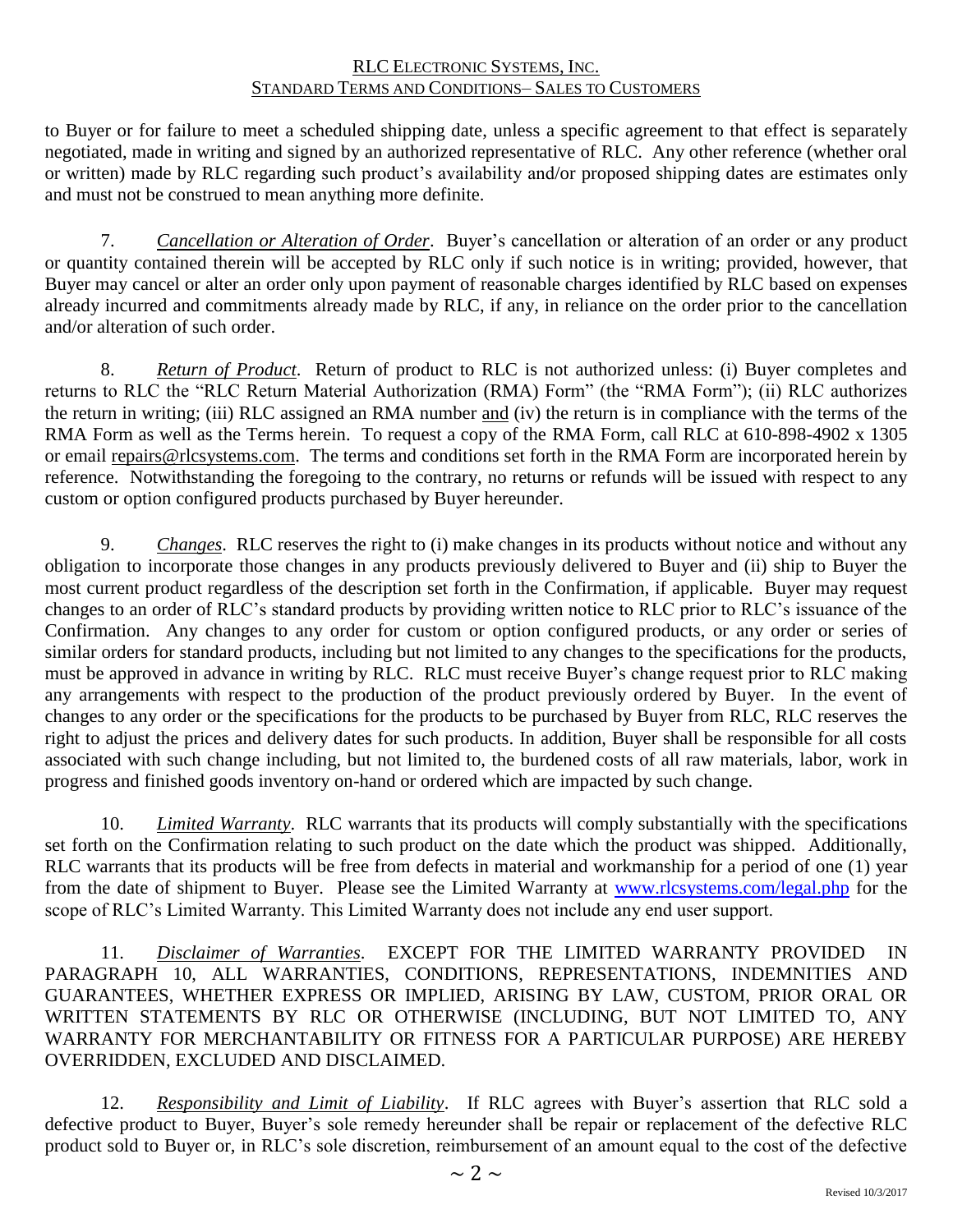to Buyer or for failure to meet a scheduled shipping date, unless a specific agreement to that effect is separately negotiated, made in writing and signed by an authorized representative of RLC. Any other reference (whether oral or written) made by RLC regarding such product's availability and/or proposed shipping dates are estimates only and must not be construed to mean anything more definite.

7. *Cancellation or Alteration of Order*. Buyer's cancellation or alteration of an order or any product or quantity contained therein will be accepted by RLC only if such notice is in writing; provided, however, that Buyer may cancel or alter an order only upon payment of reasonable charges identified by RLC based on expenses already incurred and commitments already made by RLC, if any, in reliance on the order prior to the cancellation and/or alteration of such order.

8. *Return of Product*. Return of product to RLC is not authorized unless: (i) Buyer completes and returns to RLC the "RLC Return Material Authorization (RMA) Form" (the "RMA Form"); (ii) RLC authorizes the return in writing; (iii) RLC assigned an RMA number and (iv) the return is in compliance with the terms of the RMA Form as well as the Terms herein. To request a copy of the RMA Form, call RLC at 610-898-4902 x 1305 or email repairs@rlcsystems.com. The terms and conditions set forth in the RMA Form are incorporated herein by reference. Notwithstanding the foregoing to the contrary, no returns or refunds will be issued with respect to any custom or option configured products purchased by Buyer hereunder.

9. *Changes*. RLC reserves the right to (i) make changes in its products without notice and without any obligation to incorporate those changes in any products previously delivered to Buyer and (ii) ship to Buyer the most current product regardless of the description set forth in the Confirmation, if applicable. Buyer may request changes to an order of RLC's standard products by providing written notice to RLC prior to RLC's issuance of the Confirmation. Any changes to any order for custom or option configured products, or any order or series of similar orders for standard products, including but not limited to any changes to the specifications for the products, must be approved in advance in writing by RLC. RLC must receive Buyer's change request prior to RLC making any arrangements with respect to the production of the product previously ordered by Buyer. In the event of changes to any order or the specifications for the products to be purchased by Buyer from RLC, RLC reserves the right to adjust the prices and delivery dates for such products. In addition, Buyer shall be responsible for all costs associated with such change including, but not limited to, the burdened costs of all raw materials, labor, work in progress and finished goods inventory on-hand or ordered which are impacted by such change.

10. *Limited Warranty*. RLC warrants that its products will comply substantially with the specifications set forth on the Confirmation relating to such product on the date which the product was shipped. Additionally, RLC warrants that its products will be free from defects in material and workmanship for a period of one (1) year from the date of shipment to Buyer. Please see the Limited Warranty at www.rlcsystems.com/legal.php for the scope of RLC's Limited Warranty. This Limited Warranty does not include any end user support.

11. *Disclaimer of Warranties*. EXCEPT FOR THE LIMITED WARRANTY PROVIDED IN PARAGRAPH 10, ALL WARRANTIES, CONDITIONS, REPRESENTATIONS, INDEMNITIES AND GUARANTEES, WHETHER EXPRESS OR IMPLIED, ARISING BY LAW, CUSTOM, PRIOR ORAL OR WRITTEN STATEMENTS BY RLC OR OTHERWISE (INCLUDING, BUT NOT LIMITED TO, ANY WARRANTY FOR MERCHANTABILITY OR FITNESS FOR A PARTICULAR PURPOSE) ARE HEREBY OVERRIDDEN, EXCLUDED AND DISCLAIMED.

12. *Responsibility and Limit of Liability*. If RLC agrees with Buyer's assertion that RLC sold a defective product to Buyer, Buyer's sole remedy hereunder shall be repair or replacement of the defective RLC product sold to Buyer or, in RLC's sole discretion, reimbursement of an amount equal to the cost of the defective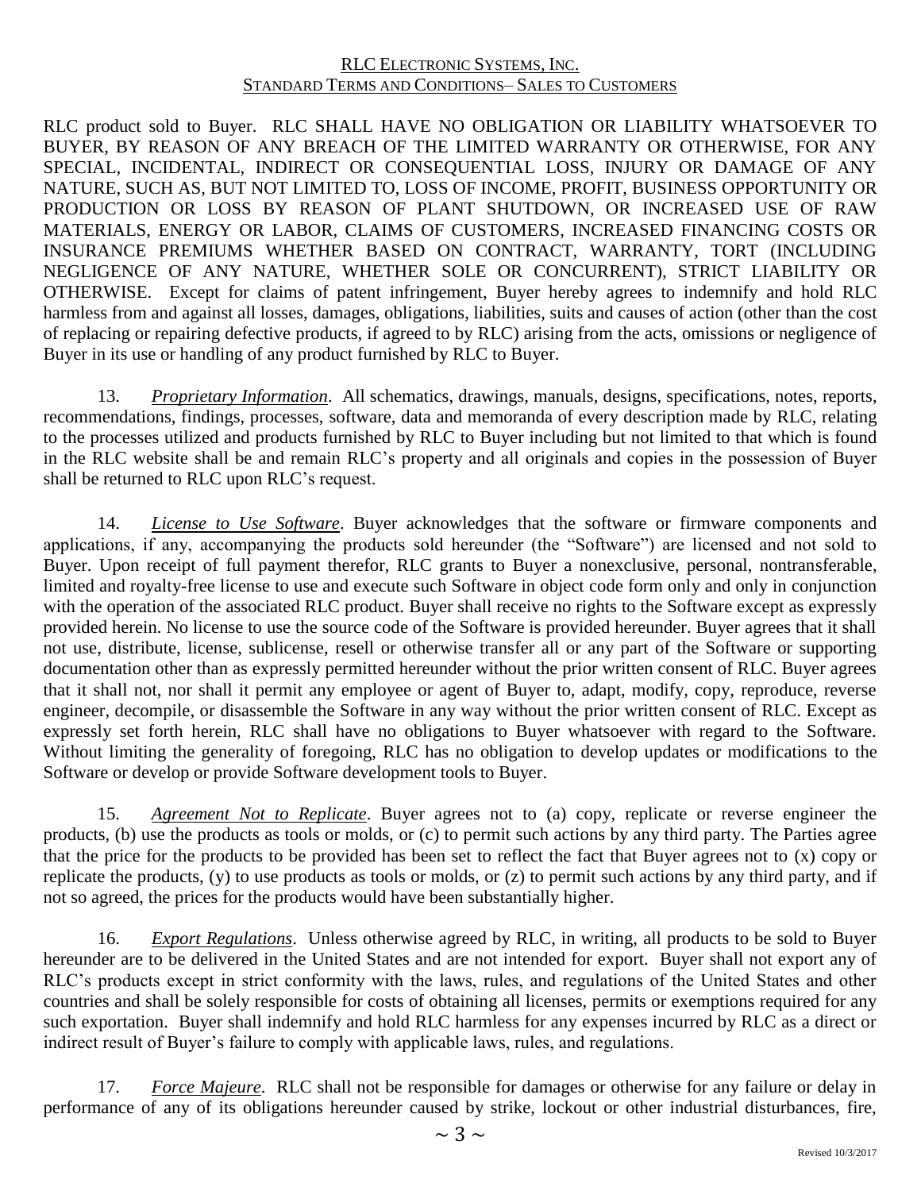RLC product sold to Buyer. RLC SHALL HAVE NO OBLIGATION OR LIABILITY WHATSOEVER TO BUYER, BY REASON OF ANY BREACH OF THE LIMITED WARRANTY OR OTHERWISE, FOR ANY SPECIAL, INCIDENTAL, INDIRECT OR CONSEQUENTIAL LOSS, INJURY OR DAMAGE OF ANY NATURE, SUCH AS, BUT NOT LIMITED TO, LOSS OF INCOME, PROFIT, BUSINESS OPPORTUNITY OR PRODUCTION OR LOSS BY REASON OF PLANT SHUTDOWN, OR INCREASED USE OF RAW MATERIALS, ENERGY OR LABOR, CLAIMS OF CUSTOMERS, INCREASED FINANCING COSTS OR INSURANCE PREMIUMS WHETHER BASED ON CONTRACT, WARRANTY, TORT (INCLUDING NEGLIGENCE OF ANY NATURE, WHETHER SOLE OR CONCURRENT), STRICT LIABILITY OR OTHERWISE. Except for claims of patent infringement, Buyer hereby agrees to indemnify and hold RLC harmless from and against all losses, damages, obligations, liabilities, suits and causes of action (other than the cost of replacing or repairing defective products, if agreed to by RLC) arising from the acts, omissions or negligence of Buyer in its use or handling of any product furnished by RLC to Buyer.

13. *Proprietary Information*. All schematics, drawings, manuals, designs, specifications, notes, reports, recommendations, findings, processes, software, data and memoranda of every description made by RLC, relating to the processes utilized and products furnished by RLC to Buyer including but not limited to that which is found in the RLC website shall be and remain RLC's property and all originals and copies in the possession of Buyer shall be returned to RLC upon RLC's request.

14. *License to Use Software*. Buyer acknowledges that the software or firmware components and applications, if any, accompanying the products sold hereunder (the "Software") are licensed and not sold to Buyer. Upon receipt of full payment therefor, RLC grants to Buyer a nonexclusive, personal, nontransferable, limited and royalty-free license to use and execute such Software in object code form only and only in conjunction with the operation of the associated RLC product. Buyer shall receive no rights to the Software except as expressly provided herein. No license to use the source code of the Software is provided hereunder. Buyer agrees that it shall not use, distribute, license, sublicense, resell or otherwise transfer all or any part of the Software or supporting documentation other than as expressly permitted hereunder without the prior written consent of RLC. Buyer agrees that it shall not, nor shall it permit any employee or agent of Buyer to, adapt, modify, copy, reproduce, reverse engineer, decompile, or disassemble the Software in any way without the prior written consent of RLC. Except as expressly set forth herein, RLC shall have no obligations to Buyer whatsoever with regard to the Software. Without limiting the generality of foregoing, RLC has no obligation to develop updates or modifications to the Software or develop or provide Software development tools to Buyer.

15. *Agreement Not to Replicate*. Buyer agrees not to (a) copy, replicate or reverse engineer the products, (b) use the products as tools or molds, or (c) to permit such actions by any third party. The Parties agree that the price for the products to be provided has been set to reflect the fact that Buyer agrees not to (x) copy or replicate the products, (y) to use products as tools or molds, or (z) to permit such actions by any third party, and if not so agreed, the prices for the products would have been substantially higher.

16. *Export Regulations*. Unless otherwise agreed by RLC, in writing, all products to be sold to Buyer hereunder are to be delivered in the United States and are not intended for export. Buyer shall not export any of RLC's products except in strict conformity with the laws, rules, and regulations of the United States and other countries and shall be solely responsible for costs of obtaining all licenses, permits or exemptions required for any such exportation. Buyer shall indemnify and hold RLC harmless for any expenses incurred by RLC as a direct or indirect result of Buyer's failure to comply with applicable laws, rules, and regulations.

17. *Force Majeure*. RLC shall not be responsible for damages or otherwise for any failure or delay in performance of any of its obligations hereunder caused by strike, lockout or other industrial disturbances, fire,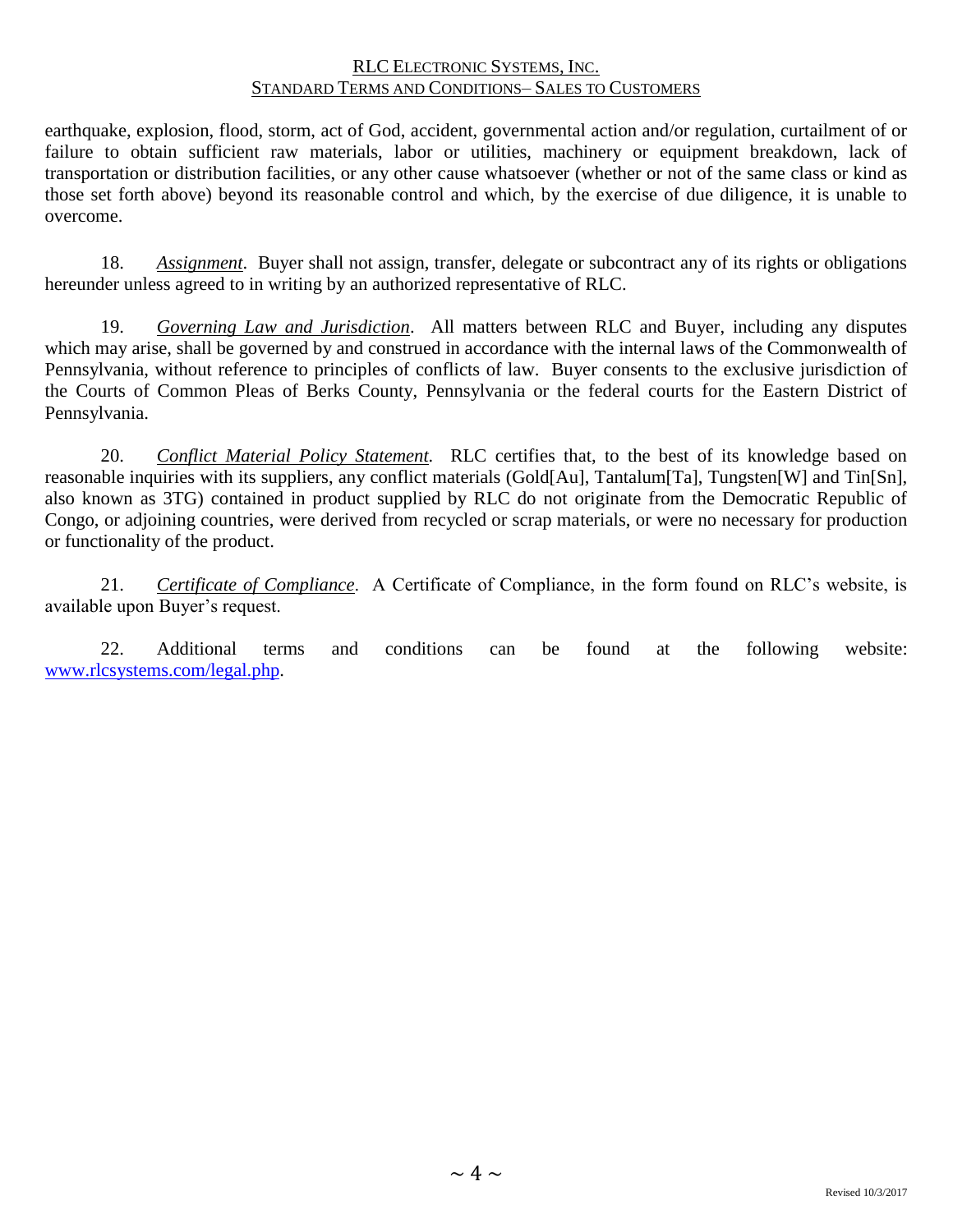earthquake, explosion, flood, storm, act of God, accident, governmental action and/or regulation, curtailment of or failure to obtain sufficient raw materials, labor or utilities, machinery or equipment breakdown, lack of transportation or distribution facilities, or any other cause whatsoever (whether or not of the same class or kind as those set forth above) beyond its reasonable control and which, by the exercise of due diligence, it is unable to overcome.

18. *Assignment*. Buyer shall not assign, transfer, delegate or subcontract any of its rights or obligations hereunder unless agreed to in writing by an authorized representative of RLC.

19. *Governing Law and Jurisdiction*. All matters between RLC and Buyer, including any disputes which may arise, shall be governed by and construed in accordance with the internal laws of the Commonwealth of Pennsylvania, without reference to principles of conflicts of law. Buyer consents to the exclusive jurisdiction of the Courts of Common Pleas of Berks County, Pennsylvania or the federal courts for the Eastern District of Pennsylvania.

20. *Conflict Material Policy Statement.* RLC certifies that, to the best of its knowledge based on reasonable inquiries with its suppliers, any conflict materials (Gold[Au], Tantalum[Ta], Tungsten[W] and Tin[Sn], also known as 3TG) contained in product supplied by RLC do not originate from the Democratic Republic of Congo, or adjoining countries, were derived from recycled or scrap materials, or were no necessary for production or functionality of the product.

21. *Certificate of Compliance*. A Certificate of Compliance, in the form found on RLC's website, is available upon Buyer's request.

22. Additional terms and conditions can be found at the following website: www.rlcsystems.com/legal.php.

Revised 10/3/2017